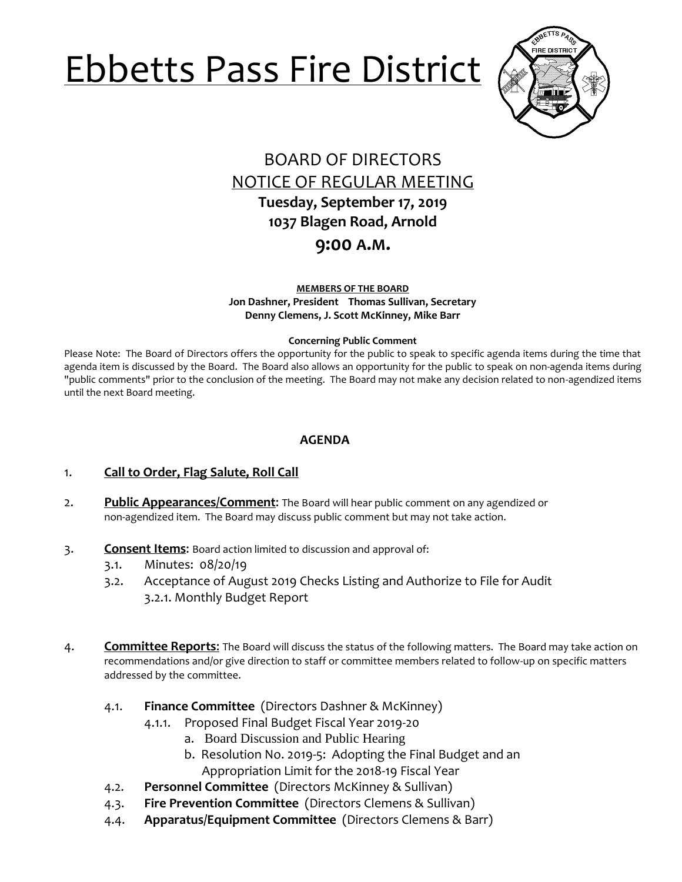# Ebbetts Pass Fire District

## BOARD OF DIRECTORS
## NOTICE OF REGULAR MEETING

**Tuesday, September 17, 2019**
**1037 Blagen Road, Arnold**
**9:00 A.M.**

**MEMBERS OF THE BOARD**
**Jon Dashner, President Thomas Sullivan, Secretary**
**Denny Clemens, J. Scott McKinney, Mike Barr**

**Concerning Public Comment**

Please Note: The Board of Directors offers the opportunity for the public to speak to specific agenda items during the time that agenda item is discussed by the Board. The Board also allows an opportunity for the public to speak on non-agenda items during "public comments" prior to the conclusion of the meeting. The Board may not make any decision related to non-agendized items until the next Board meeting.

### AGENDA

1. **Call to Order, Flag Salute, Roll Call**

2. **Public Appearances/Comment**: The Board will hear public comment on any agendized or non-agendized item. The Board may discuss public comment but may not take action.

3. **Consent Items**: Board action limited to discussion and approval of:
   - 3.1. Minutes: 08/20/19
   - 3.2. Acceptance of August 2019 Checks Listing and Authorize to File for Audit
     - 3.2.1. Monthly Budget Report

4. **Committee Reports**: The Board will discuss the status of the following matters. The Board may take action on recommendations and/or give direction to staff or committee members related to follow-up on specific matters addressed by the committee.
   - 4.1. **Finance Committee** (Directors Dashner & McKinney)
     - 4.1.1. Proposed Final Budget Fiscal Year 2019-20
       - a. Board Discussion and Public Hearing
       - b. Resolution No. 2019-5: Adopting the Final Budget and an Appropriation Limit for the 2018-19 Fiscal Year
   - 4.2. **Personnel Committee** (Directors McKinney & Sullivan)
   - 4.3. **Fire Prevention Committee** (Directors Clemens & Sullivan)
   - 4.4. **Apparatus/Equipment Committee** (Directors Clemens & Barr)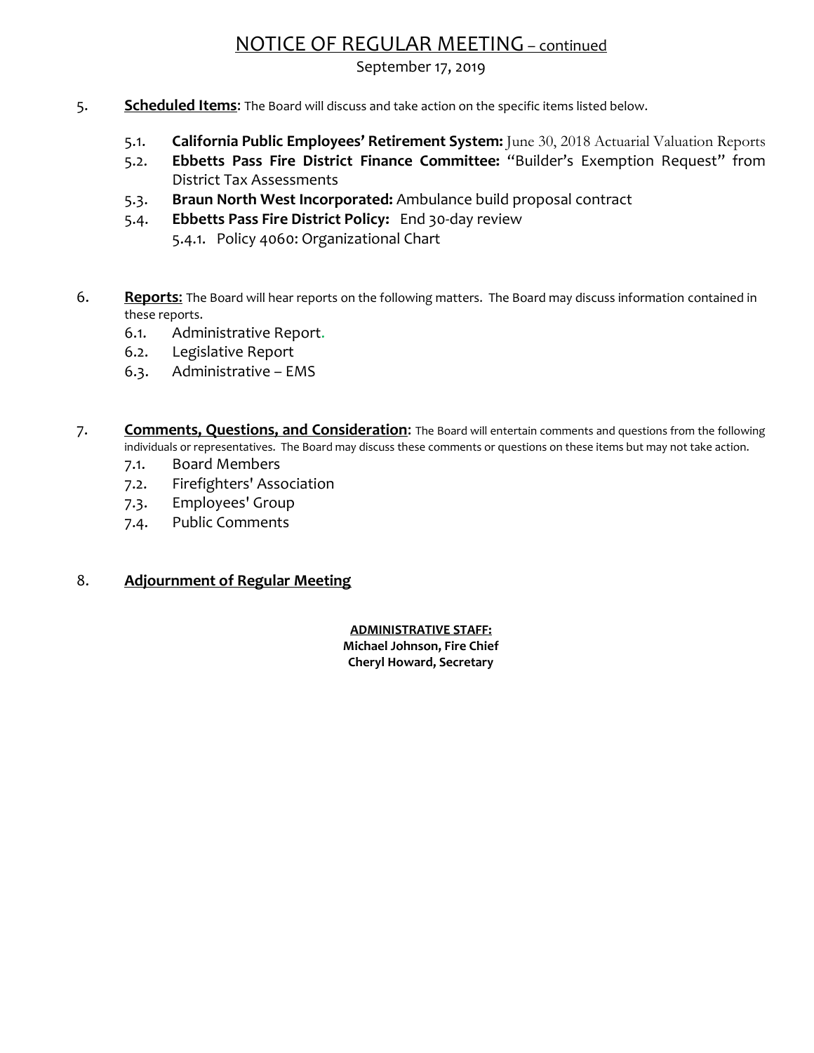# NOTICE OF REGULAR MEETING – continued

September 17, 2019

5. **Scheduled Items**: The Board will discuss and take action on the specific items listed below.
   - 5.1. **California Public Employees' Retirement System:** June 30, 2018 Actuarial Valuation Reports
   - 5.2. **Ebbetts Pass Fire District Finance Committee:** "Builder's Exemption Request" from District Tax Assessments
   - 5.3. **Braun North West Incorporated:** Ambulance build proposal contract
   - 5.4. **Ebbetts Pass Fire District Policy:** End 30-day review
     - 5.4.1. Policy 4060: Organizational Chart

6. **Reports**: The Board will hear reports on the following matters. The Board may discuss information contained in these reports.
   - 6.1. Administrative Report.
   - 6.2. Legislative Report
   - 6.3. Administrative – EMS

7. **Comments, Questions, and Consideration**: The Board will entertain comments and questions from the following individuals or representatives. The Board may discuss these comments or questions on these items but may not take action.
   - 7.1. Board Members
   - 7.2. Firefighters' Association
   - 7.3. Employees' Group
   - 7.4. Public Comments

8. **Adjournment of Regular Meeting**

**ADMINISTRATIVE STAFF:**
**Michael Johnson, Fire Chief**
**Cheryl Howard, Secretary**